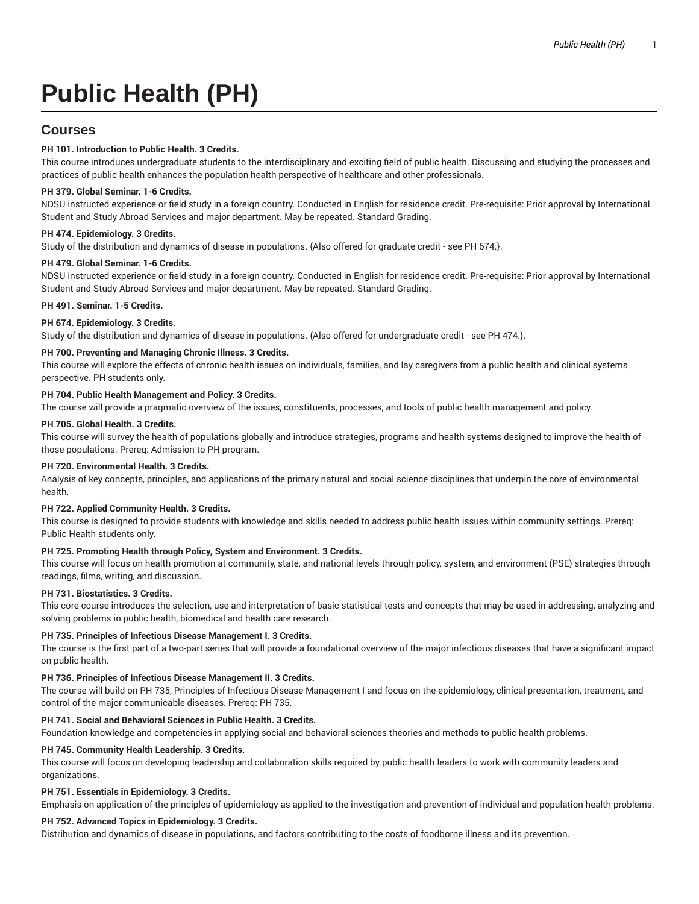# Public Health (PH)

## Courses

**PH 101. Introduction to Public Health. 3 Credits.**

This course introduces undergraduate students to the interdisciplinary and exciting field of public health. Discussing and studying the processes and practices of public health enhances the population health perspective of healthcare and other professionals.

**PH 379. Global Seminar. 1-6 Credits.**

NDSU instructed experience or field study in a foreign country. Conducted in English for residence credit. Pre-requisite: Prior approval by International Student and Study Abroad Services and major department. May be repeated. Standard Grading.

**PH 474. Epidemiology. 3 Credits.**

Study of the distribution and dynamics of disease in populations. {Also offered for graduate credit - see PH 674.}.

**PH 479. Global Seminar. 1-6 Credits.**

NDSU instructed experience or field study in a foreign country. Conducted in English for residence credit. Pre-requisite: Prior approval by International Student and Study Abroad Services and major department. May be repeated. Standard Grading.

**PH 491. Seminar. 1-5 Credits.**

**PH 674. Epidemiology. 3 Credits.**

Study of the distribution and dynamics of disease in populations. {Also offered for undergraduate credit - see PH 474.}.

**PH 700. Preventing and Managing Chronic Illness. 3 Credits.**

This course will explore the effects of chronic health issues on individuals, families, and lay caregivers from a public health and clinical systems perspective. PH students only.

**PH 704. Public Health Management and Policy. 3 Credits.**

The course will provide a pragmatic overview of the issues, constituents, processes, and tools of public health management and policy.

**PH 705. Global Health. 3 Credits.**

This course will survey the health of populations globally and introduce strategies, programs and health systems designed to improve the health of those populations. Prereq: Admission to PH program.

**PH 720. Environmental Health. 3 Credits.**

Analysis of key concepts, principles, and applications of the primary natural and social science disciplines that underpin the core of environmental health.

**PH 722. Applied Community Health. 3 Credits.**

This course is designed to provide students with knowledge and skills needed to address public health issues within community settings. Prereq: Public Health students only.

**PH 725. Promoting Health through Policy, System and Environment. 3 Credits.**

This course will focus on health promotion at community, state, and national levels through policy, system, and environment (PSE) strategies through readings, films, writing, and discussion.

**PH 731. Biostatistics. 3 Credits.**

This core course introduces the selection, use and interpretation of basic statistical tests and concepts that may be used in addressing, analyzing and solving problems in public health, biomedical and health care research.

**PH 735. Principles of Infectious Disease Management I. 3 Credits.**

The course is the first part of a two-part series that will provide a foundational overview of the major infectious diseases that have a significant impact on public health.

**PH 736. Principles of Infectious Disease Management II. 3 Credits.**

The course will build on PH 735, Principles of Infectious Disease Management I and focus on the epidemiology, clinical presentation, treatment, and control of the major communicable diseases. Prereq: PH 735.

**PH 741. Social and Behavioral Sciences in Public Health. 3 Credits.**

Foundation knowledge and competencies in applying social and behavioral sciences theories and methods to public health problems.

**PH 745. Community Health Leadership. 3 Credits.**

This course will focus on developing leadership and collaboration skills required by public health leaders to work with community leaders and organizations.

**PH 751. Essentials in Epidemiology. 3 Credits.**

Emphasis on application of the principles of epidemiology as applied to the investigation and prevention of individual and population health problems.

**PH 752. Advanced Topics in Epidemiology. 3 Credits.**

Distribution and dynamics of disease in populations, and factors contributing to the costs of foodborne illness and its prevention.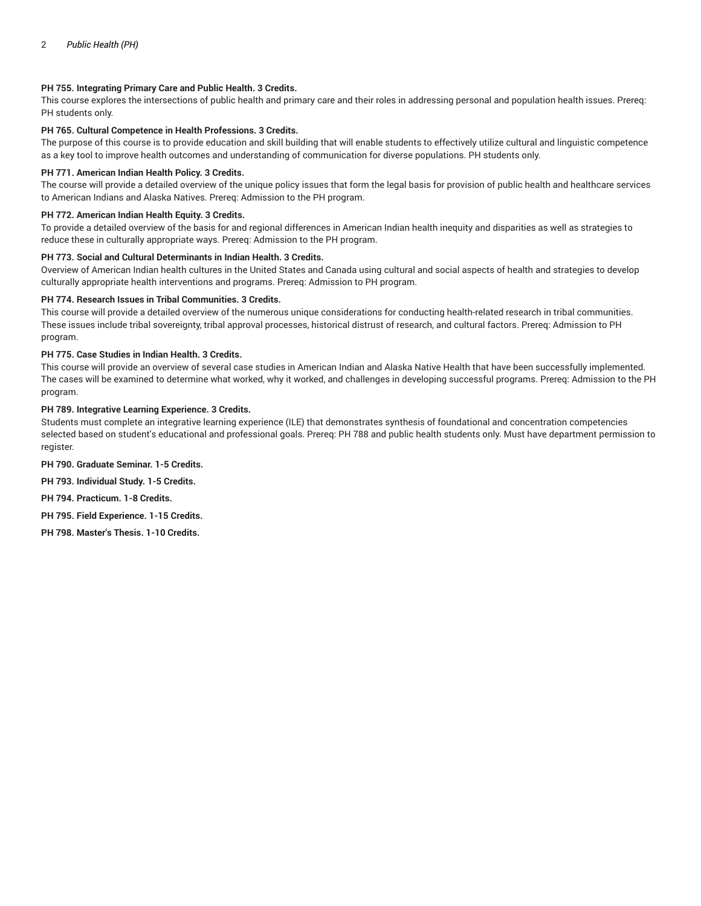**PH 755. Integrating Primary Care and Public Health. 3 Credits.**
This course explores the intersections of public health and primary care and their roles in addressing personal and population health issues. Prereq: PH students only.

**PH 765. Cultural Competence in Health Professions. 3 Credits.**
The purpose of this course is to provide education and skill building that will enable students to effectively utilize cultural and linguistic competence as a key tool to improve health outcomes and understanding of communication for diverse populations. PH students only.

**PH 771. American Indian Health Policy. 3 Credits.**
The course will provide a detailed overview of the unique policy issues that form the legal basis for provision of public health and healthcare services to American Indians and Alaska Natives. Prereq: Admission to the PH program.

**PH 772. American Indian Health Equity. 3 Credits.**
To provide a detailed overview of the basis for and regional differences in American Indian health inequity and disparities as well as strategies to reduce these in culturally appropriate ways. Prereq: Admission to the PH program.

**PH 773. Social and Cultural Determinants in Indian Health. 3 Credits.**
Overview of American Indian health cultures in the United States and Canada using cultural and social aspects of health and strategies to develop culturally appropriate health interventions and programs. Prereq: Admission to PH program.

**PH 774. Research Issues in Tribal Communities. 3 Credits.**
This course will provide a detailed overview of the numerous unique considerations for conducting health-related research in tribal communities. These issues include tribal sovereignty, tribal approval processes, historical distrust of research, and cultural factors. Prereq: Admission to PH program.

**PH 775. Case Studies in Indian Health. 3 Credits.**
This course will provide an overview of several case studies in American Indian and Alaska Native Health that have been successfully implemented. The cases will be examined to determine what worked, why it worked, and challenges in developing successful programs. Prereq: Admission to the PH program.

**PH 789. Integrative Learning Experience. 3 Credits.**
Students must complete an integrative learning experience (ILE) that demonstrates synthesis of foundational and concentration competencies selected based on student's educational and professional goals. Prereq: PH 788 and public health students only. Must have department permission to register.

**PH 790. Graduate Seminar. 1-5 Credits.**

**PH 793. Individual Study. 1-5 Credits.**

**PH 794. Practicum. 1-8 Credits.**

**PH 795. Field Experience. 1-15 Credits.**

**PH 798. Master's Thesis. 1-10 Credits.**